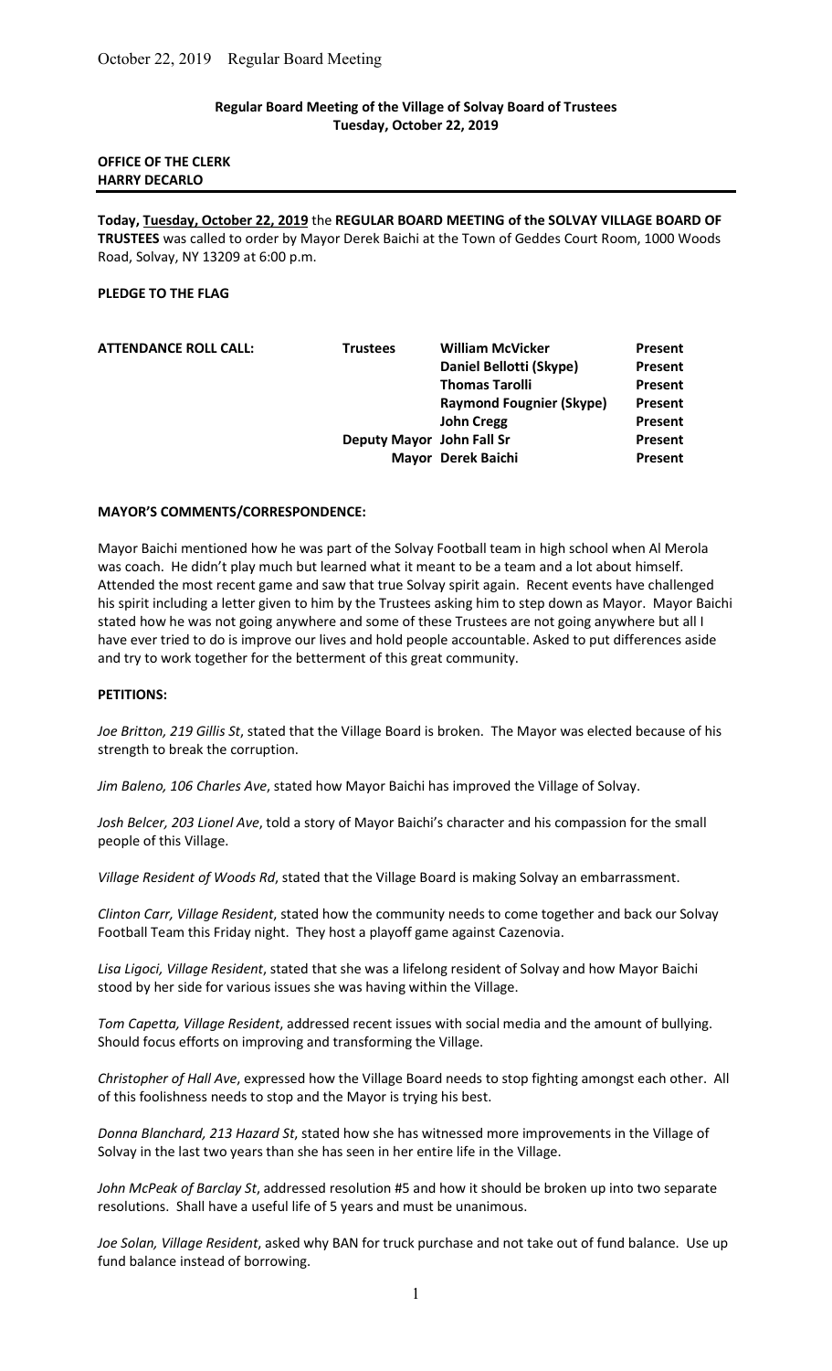**Regular Board Meeting of the Village of Solvay Board of Trustees**
**Tuesday, October 22, 2019**

**OFFICE OF THE CLERK**
**HARRY DECARLO**

**Today, Tuesday, October 22, 2019** the **REGULAR BOARD MEETING of the SOLVAY VILLAGE BOARD OF TRUSTEES** was called to order by Mayor Derek Baichi at the Town of Geddes Court Room, 1000 Woods Road, Solvay, NY 13209 at 6:00 p.m.

**PLEDGE TO THE FLAG**

| **ATTENDANCE ROLL CALL:** | **Trustees** | **William McVicker** | **Present** |
|---|---|---|---|
| | | **Daniel Bellotti (Skype)** | **Present** |
| | | **Thomas Tarolli** | **Present** |
| | | **Raymond Fougnier (Skype)** | **Present** |
| | | **John Cregg** | **Present** |
| | **Deputy Mayor** | **John Fall Sr** | **Present** |
| | **Mayor** | **Derek Baichi** | **Present** |

**MAYOR'S COMMENTS/CORRESPONDENCE:**

Mayor Baichi mentioned how he was part of the Solvay Football team in high school when Al Merola was coach. He didn't play much but learned what it meant to be a team and a lot about himself. Attended the most recent game and saw that true Solvay spirit again. Recent events have challenged his spirit including a letter given to him by the Trustees asking him to step down as Mayor. Mayor Baichi stated how he was not going anywhere and some of these Trustees are not going anywhere but all I have ever tried to do is improve our lives and hold people accountable. Asked to put differences aside and try to work together for the betterment of this great community.

**PETITIONS:**

*Joe Britton, 219 Gillis St*, stated that the Village Board is broken. The Mayor was elected because of his strength to break the corruption.

*Jim Baleno, 106 Charles Ave*, stated how Mayor Baichi has improved the Village of Solvay.

*Josh Belcer, 203 Lionel Ave*, told a story of Mayor Baichi's character and his compassion for the small people of this Village.

*Village Resident of Woods Rd*, stated that the Village Board is making Solvay an embarrassment.

*Clinton Carr, Village Resident*, stated how the community needs to come together and back our Solvay Football Team this Friday night. They host a playoff game against Cazenovia.

*Lisa Ligoci, Village Resident*, stated that she was a lifelong resident of Solvay and how Mayor Baichi stood by her side for various issues she was having within the Village.

*Tom Capetta, Village Resident*, addressed recent issues with social media and the amount of bullying. Should focus efforts on improving and transforming the Village.

*Christopher of Hall Ave*, expressed how the Village Board needs to stop fighting amongst each other. All of this foolishness needs to stop and the Mayor is trying his best.

*Donna Blanchard, 213 Hazard St*, stated how she has witnessed more improvements in the Village of Solvay in the last two years than she has seen in her entire life in the Village.

*John McPeak of Barclay St*, addressed resolution #5 and how it should be broken up into two separate resolutions. Shall have a useful life of 5 years and must be unanimous.

*Joe Solan, Village Resident*, asked why BAN for truck purchase and not take out of fund balance. Use up fund balance instead of borrowing.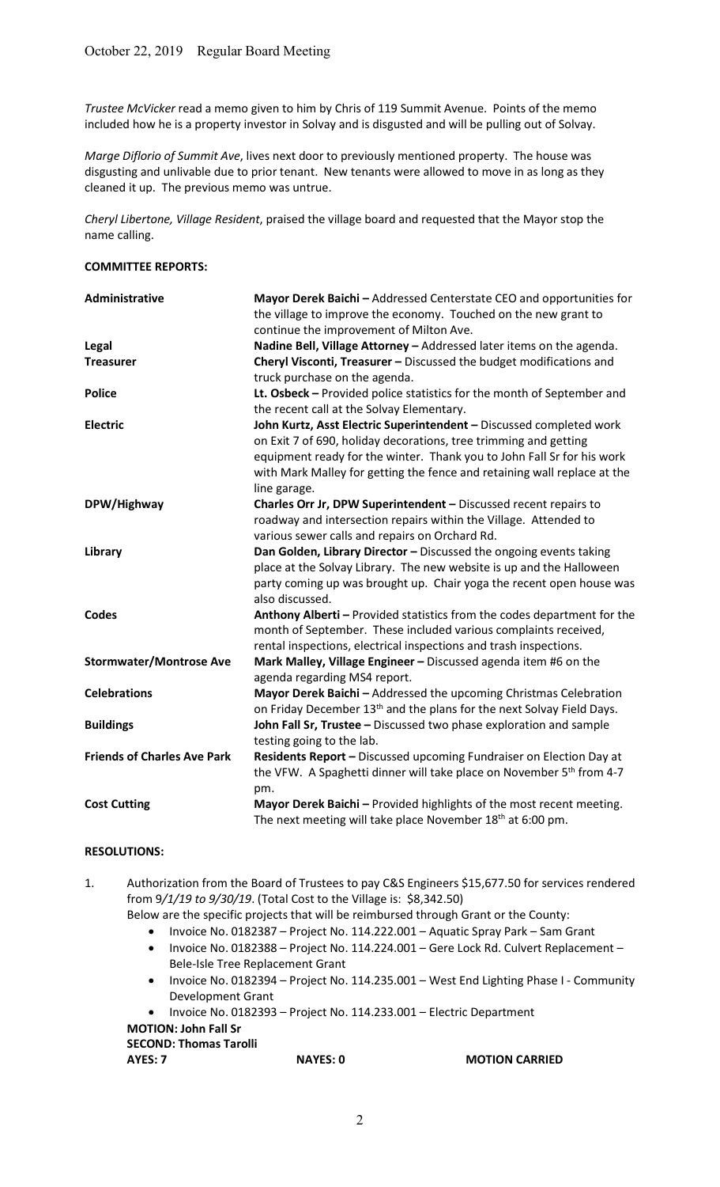*Trustee McVicker* read a memo given to him by Chris of 119 Summit Avenue. Points of the memo included how he is a property investor in Solvay and is disgusted and will be pulling out of Solvay.

*Marge Diflorio of Summit Ave*, lives next door to previously mentioned property. The house was disgusting and unlivable due to prior tenant. New tenants were allowed to move in as long as they cleaned it up. The previous memo was untrue.

*Cheryl Libertone, Village Resident*, praised the village board and requested that the Mayor stop the name calling.

**COMMITTEE REPORTS:**

| | |
|---|---|
| **Administrative** | **Mayor Derek Baichi –** Addressed Centerstate CEO and opportunities for the village to improve the economy. Touched on the new grant to continue the improvement of Milton Ave. |
| **Legal** | **Nadine Bell, Village Attorney –** Addressed later items on the agenda. |
| **Treasurer** | **Cheryl Visconti, Treasurer –** Discussed the budget modifications and truck purchase on the agenda. |
| **Police** | **Lt. Osbeck –** Provided police statistics for the month of September and the recent call at the Solvay Elementary. |
| **Electric** | **John Kurtz, Asst Electric Superintendent –** Discussed completed work on Exit 7 of 690, holiday decorations, tree trimming and getting equipment ready for the winter. Thank you to John Fall Sr for his work with Mark Malley for getting the fence and retaining wall replace at the line garage. |
| **DPW/Highway** | **Charles Orr Jr, DPW Superintendent –** Discussed recent repairs to roadway and intersection repairs within the Village. Attended to various sewer calls and repairs on Orchard Rd. |
| **Library** | **Dan Golden, Library Director –** Discussed the ongoing events taking place at the Solvay Library. The new website is up and the Halloween party coming up was brought up. Chair yoga the recent open house was also discussed. |
| **Codes** | **Anthony Alberti –** Provided statistics from the codes department for the month of September. These included various complaints received, rental inspections, electrical inspections and trash inspections. |
| **Stormwater/Montrose Ave** | **Mark Malley, Village Engineer –** Discussed agenda item #6 on the agenda regarding MS4 report. |
| **Celebrations** | **Mayor Derek Baichi –** Addressed the upcoming Christmas Celebration on Friday December 13th and the plans for the next Solvay Field Days. |
| **Buildings** | **John Fall Sr, Trustee –** Discussed two phase exploration and sample testing going to the lab. |
| **Friends of Charles Ave Park** | **Residents Report –** Discussed upcoming Fundraiser on Election Day at the VFW. A Spaghetti dinner will take place on November 5th from 4-7 pm. |
| **Cost Cutting** | **Mayor Derek Baichi –** Provided highlights of the most recent meeting. The next meeting will take place November 18th at 6:00 pm. |

**RESOLUTIONS:**

1. Authorization from the Board of Trustees to pay C&S Engineers $15,677.50 for services rendered from *9/1/19 to 9/30/19*. (Total Cost to the Village is: $8,342.50)
   Below are the specific projects that will be reimbursed through Grant or the County:
   - Invoice No. 0182387 – Project No. 114.222.001 – Aquatic Spray Park – Sam Grant
   - Invoice No. 0182388 – Project No. 114.224.001 – Gere Lock Rd. Culvert Replacement – Bele-Isle Tree Replacement Grant
   - Invoice No. 0182394 – Project No. 114.235.001 – West End Lighting Phase I - Community Development Grant
   - Invoice No. 0182393 – Project No. 114.233.001 – Electric Department

   **MOTION: John Fall Sr**
   **SECOND: Thomas Tarolli**
   **AYES: 7** **NAYES: 0** **MOTION CARRIED**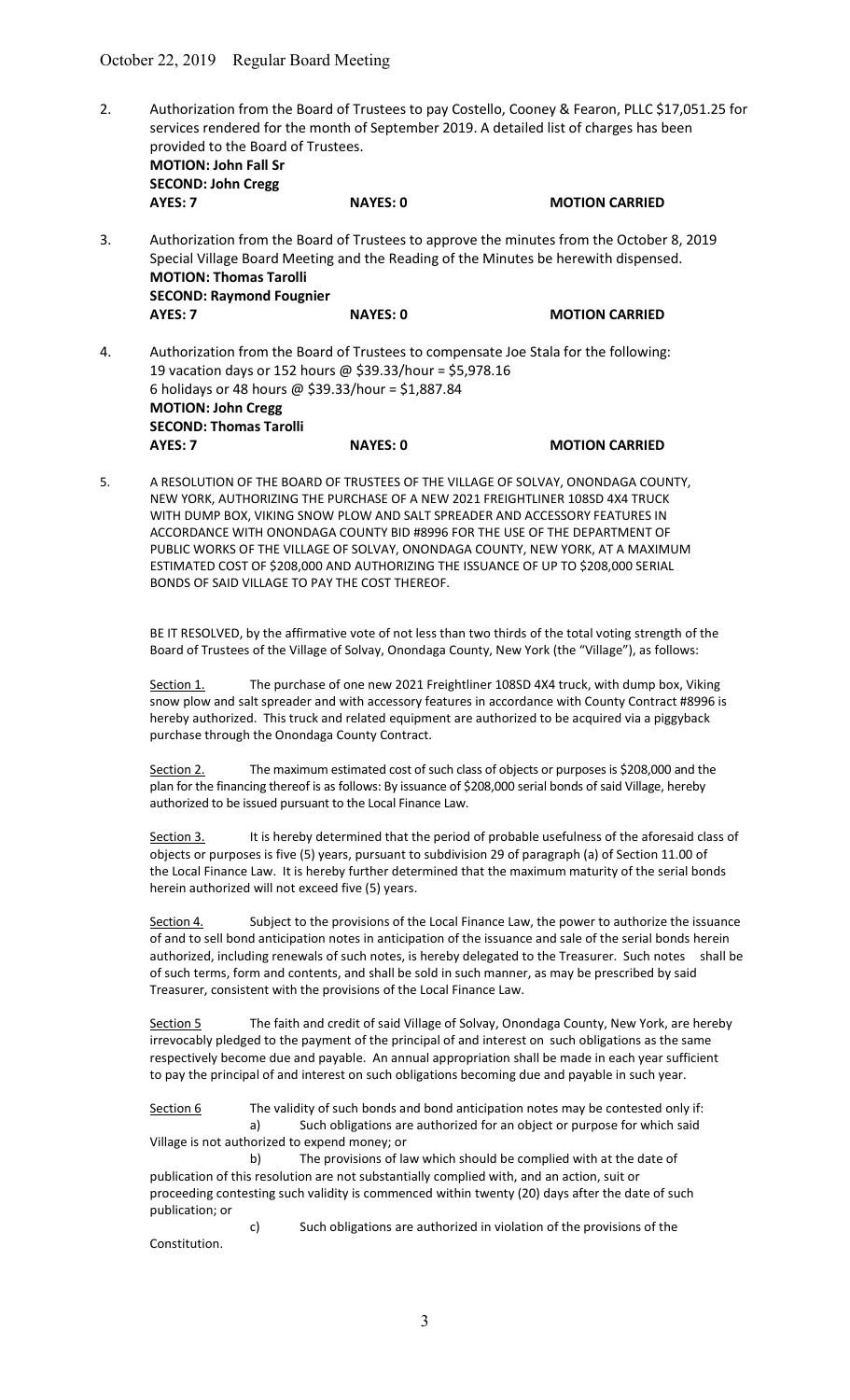2. Authorization from the Board of Trustees to pay Costello, Cooney & Fearon, PLLC $17,051.25 for services rendered for the month of September 2019. A detailed list of charges has been provided to the Board of Trustees.
   **MOTION: John Fall Sr**
   **SECOND: John Cregg**
   **AYES: 7** **NAYES: 0** **MOTION CARRIED**

3. Authorization from the Board of Trustees to approve the minutes from the October 8, 2019 Special Village Board Meeting and the Reading of the Minutes be herewith dispensed.
   **MOTION: Thomas Tarolli**
   **SECOND: Raymond Fougnier**
   **AYES: 7** **NAYES: 0** **MOTION CARRIED**

4. Authorization from the Board of Trustees to compensate Joe Stala for the following:
   19 vacation days or 152 hours @ $39.33/hour = $5,978.16
   6 holidays or 48 hours @ $39.33/hour = $1,887.84
   **MOTION: John Cregg**
   **SECOND: Thomas Tarolli**
   **AYES: 7** **NAYES: 0** **MOTION CARRIED**

5. A RESOLUTION OF THE BOARD OF TRUSTEES OF THE VILLAGE OF SOLVAY, ONONDAGA COUNTY, NEW YORK, AUTHORIZING THE PURCHASE OF A NEW 2021 FREIGHTLINER 108SD 4X4 TRUCK WITH DUMP BOX, VIKING SNOW PLOW AND SALT SPREADER AND ACCESSORY FEATURES IN ACCORDANCE WITH ONONDAGA COUNTY BID #8996 FOR THE USE OF THE DEPARTMENT OF PUBLIC WORKS OF THE VILLAGE OF SOLVAY, ONONDAGA COUNTY, NEW YORK, AT A MAXIMUM ESTIMATED COST OF $208,000 AND AUTHORIZING THE ISSUANCE OF UP TO $208,000 SERIAL BONDS OF SAID VILLAGE TO PAY THE COST THEREOF.

   BE IT RESOLVED, by the affirmative vote of not less than two thirds of the total voting strength of the Board of Trustees of the Village of Solvay, Onondaga County, New York (the "Village"), as follows:

   Section 1. The purchase of one new 2021 Freightliner 108SD 4X4 truck, with dump box, Viking snow plow and salt spreader and with accessory features in accordance with County Contract #8996 is hereby authorized. This truck and related equipment are authorized to be acquired via a piggyback purchase through the Onondaga County Contract.

   Section 2. The maximum estimated cost of such class of objects or purposes is $208,000 and the plan for the financing thereof is as follows: By issuance of $208,000 serial bonds of said Village, hereby authorized to be issued pursuant to the Local Finance Law.

   Section 3. It is hereby determined that the period of probable usefulness of the aforesaid class of objects or purposes is five (5) years, pursuant to subdivision 29 of paragraph (a) of Section 11.00 of the Local Finance Law. It is hereby further determined that the maximum maturity of the serial bonds herein authorized will not exceed five (5) years.

   Section 4. Subject to the provisions of the Local Finance Law, the power to authorize the issuance of and to sell bond anticipation notes in anticipation of the issuance and sale of the serial bonds herein authorized, including renewals of such notes, is hereby delegated to the Treasurer. Such notes shall be of such terms, form and contents, and shall be sold in such manner, as may be prescribed by said Treasurer, consistent with the provisions of the Local Finance Law.

   Section 5 The faith and credit of said Village of Solvay, Onondaga County, New York, are hereby irrevocably pledged to the payment of the principal of and interest on such obligations as the same respectively become due and payable. An annual appropriation shall be made in each year sufficient to pay the principal of and interest on such obligations becoming due and payable in such year.

   Section 6 The validity of such bonds and bond anticipation notes may be contested only if:
   a) Such obligations are authorized for an object or purpose for which said Village is not authorized to expend money; or
   b) The provisions of law which should be complied with at the date of publication of this resolution are not substantially complied with, and an action, suit or proceeding contesting such validity is commenced within twenty (20) days after the date of such publication; or
   c) Such obligations are authorized in violation of the provisions of the Constitution.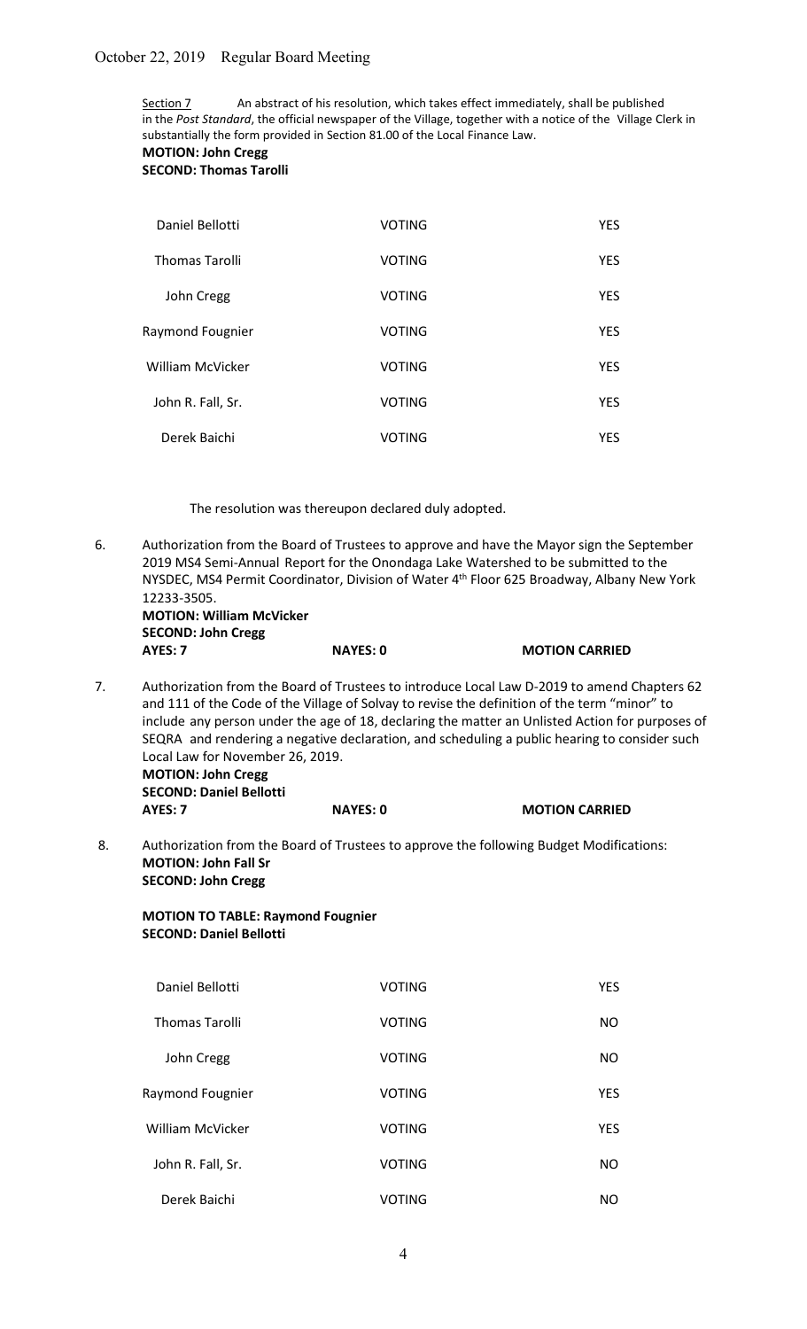Section 7 An abstract of his resolution, which takes effect immediately, shall be published in the *Post Standard*, the official newspaper of the Village, together with a notice of the Village Clerk in substantially the form provided in Section 81.00 of the Local Finance Law.

**MOTION: John Cregg**
**SECOND: Thomas Tarolli**

| | | |
|---|---|---|
| Daniel Bellotti | VOTING | YES |
| Thomas Tarolli | VOTING | YES |
| John Cregg | VOTING | YES |
| Raymond Fougnier | VOTING | YES |
| William McVicker | VOTING | YES |
| John R. Fall, Sr. | VOTING | YES |
| Derek Baichi | VOTING | YES |

The resolution was thereupon declared duly adopted.

6. Authorization from the Board of Trustees to approve and have the Mayor sign the September 2019 MS4 Semi-Annual Report for the Onondaga Lake Watershed to be submitted to the NYSDEC, MS4 Permit Coordinator, Division of Water 4th Floor 625 Broadway, Albany New York 12233-3505.
**MOTION: William McVicker**
**SECOND: John Cregg**
**AYES: 7** **NAYES: 0** **MOTION CARRIED**

7. Authorization from the Board of Trustees to introduce Local Law D-2019 to amend Chapters 62 and 111 of the Code of the Village of Solvay to revise the definition of the term "minor" to include any person under the age of 18, declaring the matter an Unlisted Action for purposes of SEQRA and rendering a negative declaration, and scheduling a public hearing to consider such Local Law for November 26, 2019.
**MOTION: John Cregg**
**SECOND: Daniel Bellotti**
**AYES: 7** **NAYES: 0** **MOTION CARRIED**

8. Authorization from the Board of Trustees to approve the following Budget Modifications:
**MOTION: John Fall Sr**
**SECOND: John Cregg**

**MOTION TO TABLE: Raymond Fougnier**
**SECOND: Daniel Bellotti**

| | | |
|---|---|---|
| Daniel Bellotti | VOTING | YES |
| Thomas Tarolli | VOTING | NO |
| John Cregg | VOTING | NO |
| Raymond Fougnier | VOTING | YES |
| William McVicker | VOTING | YES |
| John R. Fall, Sr. | VOTING | NO |
| Derek Baichi | VOTING | NO |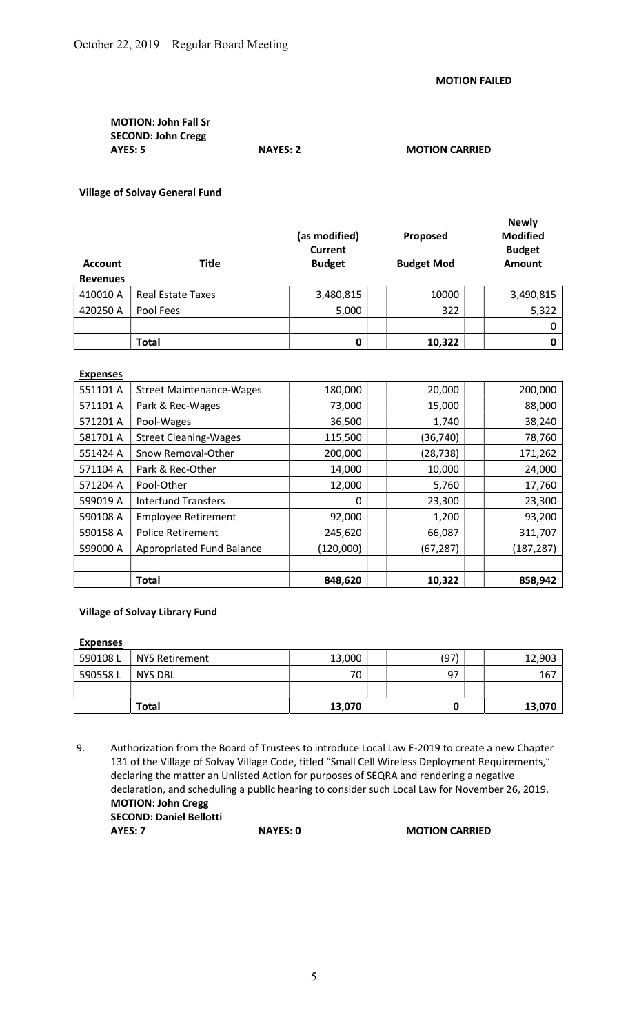**MOTION FAILED**

**MOTION: John Fall Sr**
**SECOND: John Cregg**
**AYES: 5** **NAYES: 2** **MOTION CARRIED**

**Village of Solvay General Fund**

| Account | Title | (as modified) Current Budget | Proposed Budget Mod | Newly Modified Budget Amount |
|---|---|---|---|---|
| **Revenues** | | | | |
| 410010 A | Real Estate Taxes | 3,480,815 | 10000 | 3,490,815 |
| 420250 A | Pool Fees | 5,000 | 322 | 5,322 |
| | | | | 0 |
| | **Total** | **0** | **10,322** | **0** |

| Account | Title | (as modified) Current Budget | Proposed Budget Mod | Newly Modified Budget Amount |
|---|---|---|---|---|
| **Expenses** | | | | |
| 551101 A | Street Maintenance-Wages | 180,000 | 20,000 | 200,000 |
| 571101 A | Park & Rec-Wages | 73,000 | 15,000 | 88,000 |
| 571201 A | Pool-Wages | 36,500 | 1,740 | 38,240 |
| 581701 A | Street Cleaning-Wages | 115,500 | (36,740) | 78,760 |
| 551424 A | Snow Removal-Other | 200,000 | (28,738) | 171,262 |
| 571104 A | Park & Rec-Other | 14,000 | 10,000 | 24,000 |
| 571204 A | Pool-Other | 12,000 | 5,760 | 17,760 |
| 599019 A | Interfund Transfers | 0 | 23,300 | 23,300 |
| 590108 A | Employee Retirement | 92,000 | 1,200 | 93,200 |
| 590158 A | Police Retirement | 245,620 | 66,087 | 311,707 |
| 599000 A | Appropriated Fund Balance | (120,000) | (67,287) | (187,287) |
| | | | | |
| | **Total** | **848,620** | **10,322** | **858,942** |

**Village of Solvay Library Fund**

| Account | Title | (as modified) Current Budget | Proposed Budget Mod | Newly Modified Budget Amount |
|---|---|---|---|---|
| **Expenses** | | | | |
| 590108 L | NYS Retirement | 13,000 | (97) | 12,903 |
| 590558 L | NYS DBL | 70 | 97 | 167 |
| | | | | |
| | **Total** | **13,070** | **0** | **13,070** |

9. Authorization from the Board of Trustees to introduce Local Law E-2019 to create a new Chapter 131 of the Village of Solvay Village Code, titled "Small Cell Wireless Deployment Requirements," declaring the matter an Unlisted Action for purposes of SEQRA and rendering a negative declaration, and scheduling a public hearing to consider such Local Law for November 26, 2019.
**MOTION: John Cregg**
**SECOND: Daniel Bellotti**
**AYES: 7** **NAYES: 0** **MOTION CARRIED**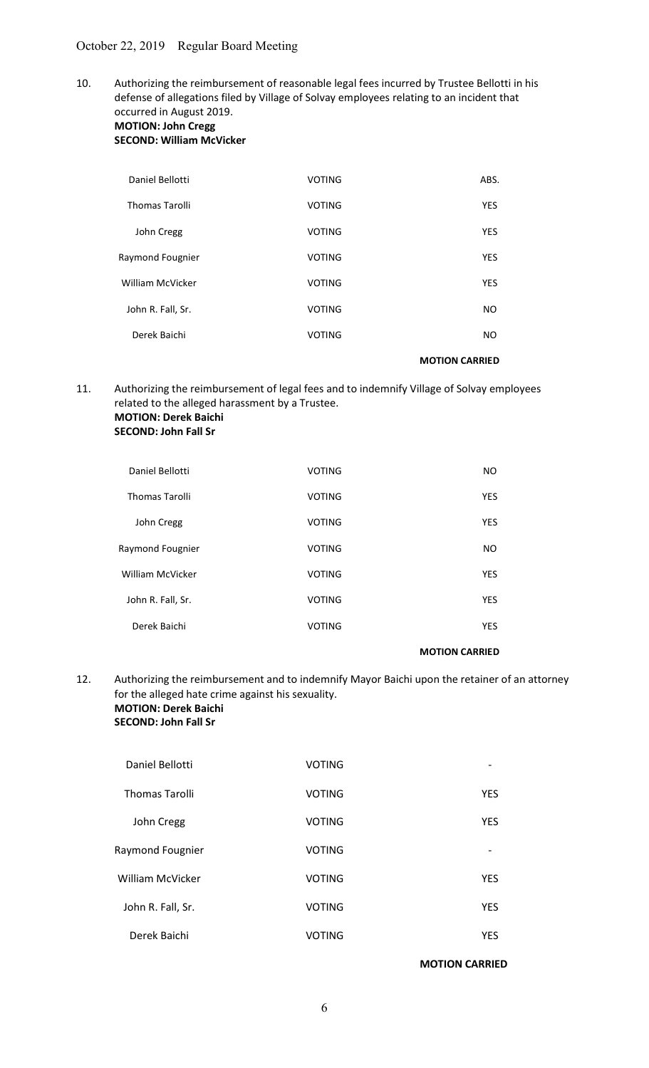October 22, 2019 Regular Board Meeting

10. Authorizing the reimbursement of reasonable legal fees incurred by Trustee Bellotti in his defense of allegations filed by Village of Solvay employees relating to an incident that occurred in August 2019.
**MOTION: John Cregg**
**SECOND: William McVicker**

| | | |
|---|---|---|
| Daniel Bellotti | VOTING | ABS. |
| Thomas Tarolli | VOTING | YES |
| John Cregg | VOTING | YES |
| Raymond Fougnier | VOTING | YES |
| William McVicker | VOTING | YES |
| John R. Fall, Sr. | VOTING | NO |
| Derek Baichi | VOTING | NO |

**MOTION CARRIED**

11. Authorizing the reimbursement of legal fees and to indemnify Village of Solvay employees related to the alleged harassment by a Trustee.
**MOTION: Derek Baichi**
**SECOND: John Fall Sr**

| | | |
|---|---|---|
| Daniel Bellotti | VOTING | NO |
| Thomas Tarolli | VOTING | YES |
| John Cregg | VOTING | YES |
| Raymond Fougnier | VOTING | NO |
| William McVicker | VOTING | YES |
| John R. Fall, Sr. | VOTING | YES |
| Derek Baichi | VOTING | YES |

**MOTION CARRIED**

12. Authorizing the reimbursement and to indemnify Mayor Baichi upon the retainer of an attorney for the alleged hate crime against his sexuality.
**MOTION: Derek Baichi**
**SECOND: John Fall Sr**

| | | |
|---|---|---|
| Daniel Bellotti | VOTING | - |
| Thomas Tarolli | VOTING | YES |
| John Cregg | VOTING | YES |
| Raymond Fougnier | VOTING | - |
| William McVicker | VOTING | YES |
| John R. Fall, Sr. | VOTING | YES |
| Derek Baichi | VOTING | YES |

**MOTION CARRIED**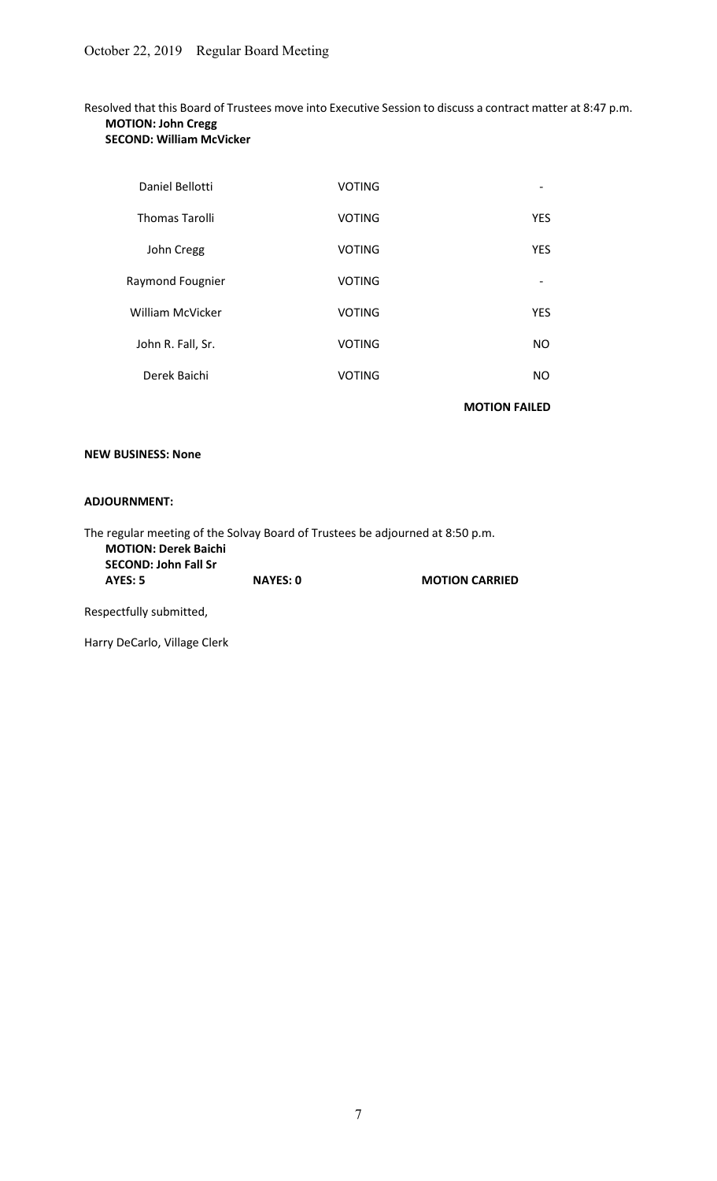Resolved that this Board of Trustees move into Executive Session to discuss a contract matter at 8:47 p.m.

**MOTION: John Cregg**
**SECOND: William McVicker**

| | | |
|---|---|---|
| Daniel Bellotti | VOTING | - |
| Thomas Tarolli | VOTING | YES |
| John Cregg | VOTING | YES |
| Raymond Fougnier | VOTING | - |
| William McVicker | VOTING | YES |
| John R. Fall, Sr. | VOTING | NO |
| Derek Baichi | VOTING | NO |

**MOTION FAILED**

**NEW BUSINESS: None**

**ADJOURNMENT:**

The regular meeting of the Solvay Board of Trustees be adjourned at 8:50 p.m.

**MOTION: Derek Baichi**
**SECOND: John Fall Sr**
**AYES: 5** **NAYES: 0** **MOTION CARRIED**

Respectfully submitted,

Harry DeCarlo, Village Clerk